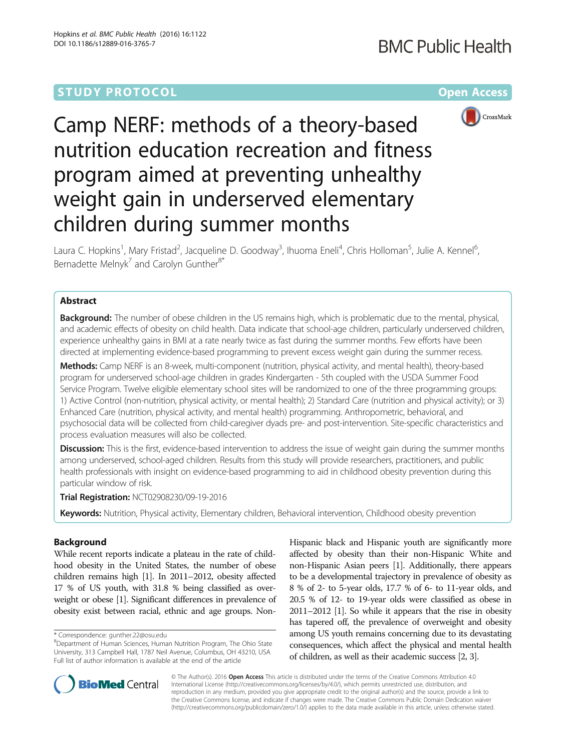STUDY PROTOCOL Open Access

# Camp NERF: methods of a theory-based nutrition education recreation and fitness program aimed at preventing unhealthy weight gain in underserved elementary children during summer months

Laura C. Hopkins[1], Mary Fristad[2], Jacqueline D. Goodway[3], Ihuoma Eneli[4], Chris Holloman[5], Julie A. Kennel[6], Bernadette Melnyk[7] and Carolyn Gunther[8*]

## Abstract

**Background:** The number of obese children in the US remains high, which is problematic due to the mental, physical, and academic effects of obesity on child health. Data indicate that school-age children, particularly underserved children, experience unhealthy gains in BMI at a rate nearly twice as fast during the summer months. Few efforts have been directed at implementing evidence-based programming to prevent excess weight gain during the summer recess.

**Methods:** Camp NERF is an 8-week, multi-component (nutrition, physical activity, and mental health), theory-based program for underserved school-age children in grades Kindergarten - 5th coupled with the USDA Summer Food Service Program. Twelve eligible elementary school sites will be randomized to one of the three programming groups: 1) Active Control (non-nutrition, physical activity, or mental health); 2) Standard Care (nutrition and physical activity); or 3) Enhanced Care (nutrition, physical activity, and mental health) programming. Anthropometric, behavioral, and psychosocial data will be collected from child-caregiver dyads pre- and post-intervention. Site-specific characteristics and process evaluation measures will also be collected.

**Discussion:** This is the first, evidence-based intervention to address the issue of weight gain during the summer months among underserved, school-aged children. Results from this study will provide researchers, practitioners, and public health professionals with insight on evidence-based programming to aid in childhood obesity prevention during this particular window of risk.

**Trial Registration:** NCT02908230/09-19-2016

**Keywords:** Nutrition, Physical activity, Elementary children, Behavioral intervention, Childhood obesity prevention

## Background

While recent reports indicate a plateau in the rate of childhood obesity in the United States, the number of obese children remains high [1]. In 2011–2012, obesity affected 17 % of US youth, with 31.8 % being classified as overweight or obese [1]. Significant differences in prevalence of obesity exist between racial, ethnic and age groups. Non-Hispanic black and Hispanic youth are significantly more affected by obesity than their non-Hispanic White and non-Hispanic Asian peers [1]. Additionally, there appears to be a developmental trajectory in prevalence of obesity as 8 % of 2- to 5-year olds, 17.7 % of 6- to 11-year olds, and 20.5 % of 12- to 19-year olds were classified as obese in 2011–2012 [1]. So while it appears that the rise in obesity has tapered off, the prevalence of overweight and obesity among US youth remains concerning due to its devastating consequences, which affect the physical and mental health of children, as well as their academic success [2, 3].

\* Correspondence: gunther.22@osu.edu
[8]Department of Human Sciences, Human Nutrition Program, The Ohio State University, 313 Campbell Hall, 1787 Neil Avenue, Columbus, OH 43210, USA
Full list of author information is available at the end of the article

© The Author(s). 2016 **Open Access** This article is distributed under the terms of the Creative Commons Attribution 4.0 International License (http://creativecommons.org/licenses/by/4.0/), which permits unrestricted use, distribution, and reproduction in any medium, provided you give appropriate credit to the original author(s) and the source, provide a link to the Creative Commons license, and indicate if changes were made. The Creative Commons Public Domain Dedication waiver (http://creativecommons.org/publicdomain/zero/1.0/) applies to the data made available in this article, unless otherwise stated.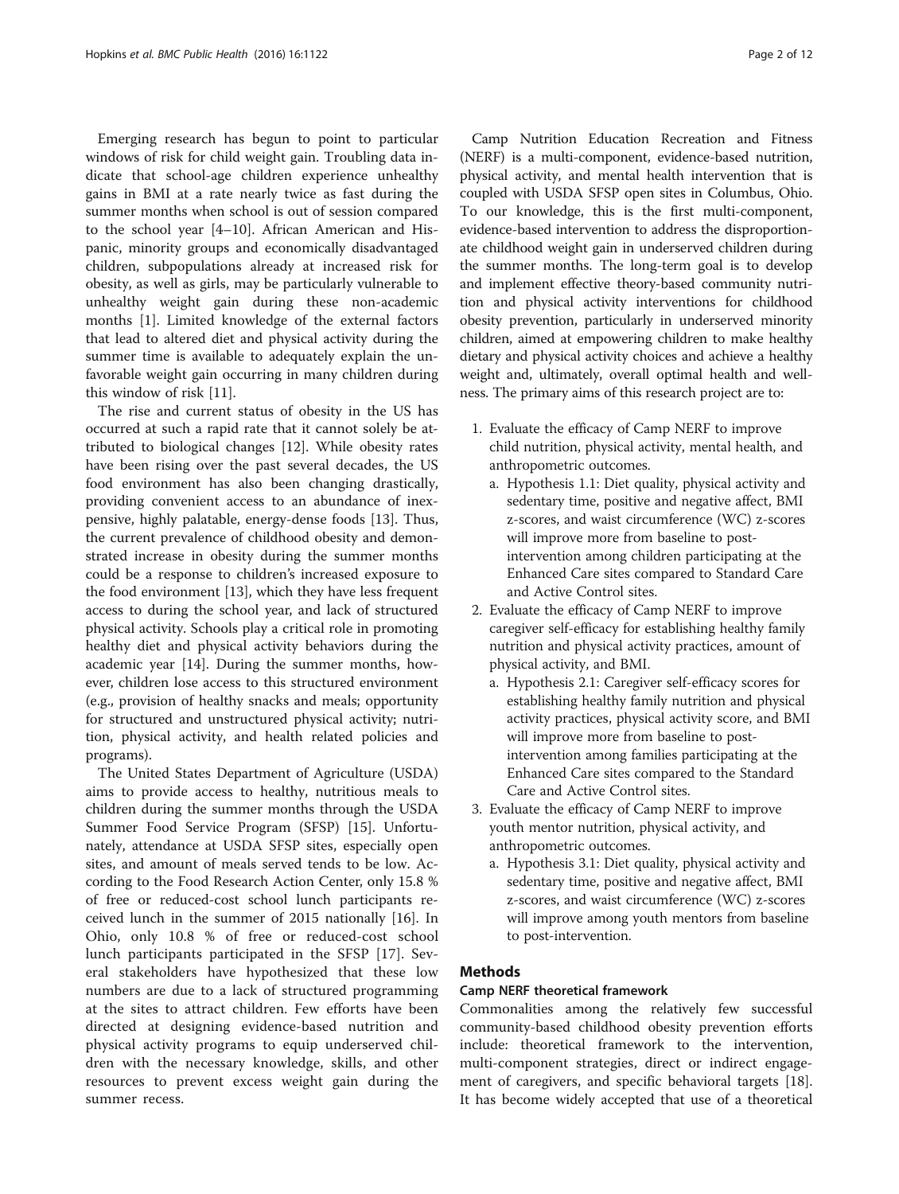Emerging research has begun to point to particular windows of risk for child weight gain. Troubling data indicate that school-age children experience unhealthy gains in BMI at a rate nearly twice as fast during the summer months when school is out of session compared to the school year [4–10]. African American and Hispanic, minority groups and economically disadvantaged children, subpopulations already at increased risk for obesity, as well as girls, may be particularly vulnerable to unhealthy weight gain during these non-academic months [1]. Limited knowledge of the external factors that lead to altered diet and physical activity during the summer time is available to adequately explain the unfavorable weight gain occurring in many children during this window of risk [11].

The rise and current status of obesity in the US has occurred at such a rapid rate that it cannot solely be attributed to biological changes [12]. While obesity rates have been rising over the past several decades, the US food environment has also been changing drastically, providing convenient access to an abundance of inexpensive, highly palatable, energy-dense foods [13]. Thus, the current prevalence of childhood obesity and demonstrated increase in obesity during the summer months could be a response to children's increased exposure to the food environment [13], which they have less frequent access to during the school year, and lack of structured physical activity. Schools play a critical role in promoting healthy diet and physical activity behaviors during the academic year [14]. During the summer months, however, children lose access to this structured environment (e.g., provision of healthy snacks and meals; opportunity for structured and unstructured physical activity; nutrition, physical activity, and health related policies and programs).

The United States Department of Agriculture (USDA) aims to provide access to healthy, nutritious meals to children during the summer months through the USDA Summer Food Service Program (SFSP) [15]. Unfortunately, attendance at USDA SFSP sites, especially open sites, and amount of meals served tends to be low. According to the Food Research Action Center, only 15.8 % of free or reduced-cost school lunch participants received lunch in the summer of 2015 nationally [16]. In Ohio, only 10.8 % of free or reduced-cost school lunch participants participated in the SFSP [17]. Several stakeholders have hypothesized that these low numbers are due to a lack of structured programming at the sites to attract children. Few efforts have been directed at designing evidence-based nutrition and physical activity programs to equip underserved children with the necessary knowledge, skills, and other resources to prevent excess weight gain during the summer recess.

Camp Nutrition Education Recreation and Fitness (NERF) is a multi-component, evidence-based nutrition, physical activity, and mental health intervention that is coupled with USDA SFSP open sites in Columbus, Ohio. To our knowledge, this is the first multi-component, evidence-based intervention to address the disproportionate childhood weight gain in underserved children during the summer months. The long-term goal is to develop and implement effective theory-based community nutrition and physical activity interventions for childhood obesity prevention, particularly in underserved minority children, aimed at empowering children to make healthy dietary and physical activity choices and achieve a healthy weight and, ultimately, overall optimal health and wellness. The primary aims of this research project are to:

1. Evaluate the efficacy of Camp NERF to improve child nutrition, physical activity, mental health, and anthropometric outcomes.
   a. Hypothesis 1.1: Diet quality, physical activity and sedentary time, positive and negative affect, BMI z-scores, and waist circumference (WC) z-scores will improve more from baseline to post-intervention among children participating at the Enhanced Care sites compared to Standard Care and Active Control sites.
2. Evaluate the efficacy of Camp NERF to improve caregiver self-efficacy for establishing healthy family nutrition and physical activity practices, amount of physical activity, and BMI.
   a. Hypothesis 2.1: Caregiver self-efficacy scores for establishing healthy family nutrition and physical activity practices, physical activity score, and BMI will improve more from baseline to post-intervention among families participating at the Enhanced Care sites compared to the Standard Care and Active Control sites.
3. Evaluate the efficacy of Camp NERF to improve youth mentor nutrition, physical activity, and anthropometric outcomes.
   a. Hypothesis 3.1: Diet quality, physical activity and sedentary time, positive and negative affect, BMI z-scores, and waist circumference (WC) z-scores will improve among youth mentors from baseline to post-intervention.

## Methods

### Camp NERF theoretical framework

Commonalities among the relatively few successful community-based childhood obesity prevention efforts include: theoretical framework to the intervention, multi-component strategies, direct or indirect engagement of caregivers, and specific behavioral targets [18]. It has become widely accepted that use of a theoretical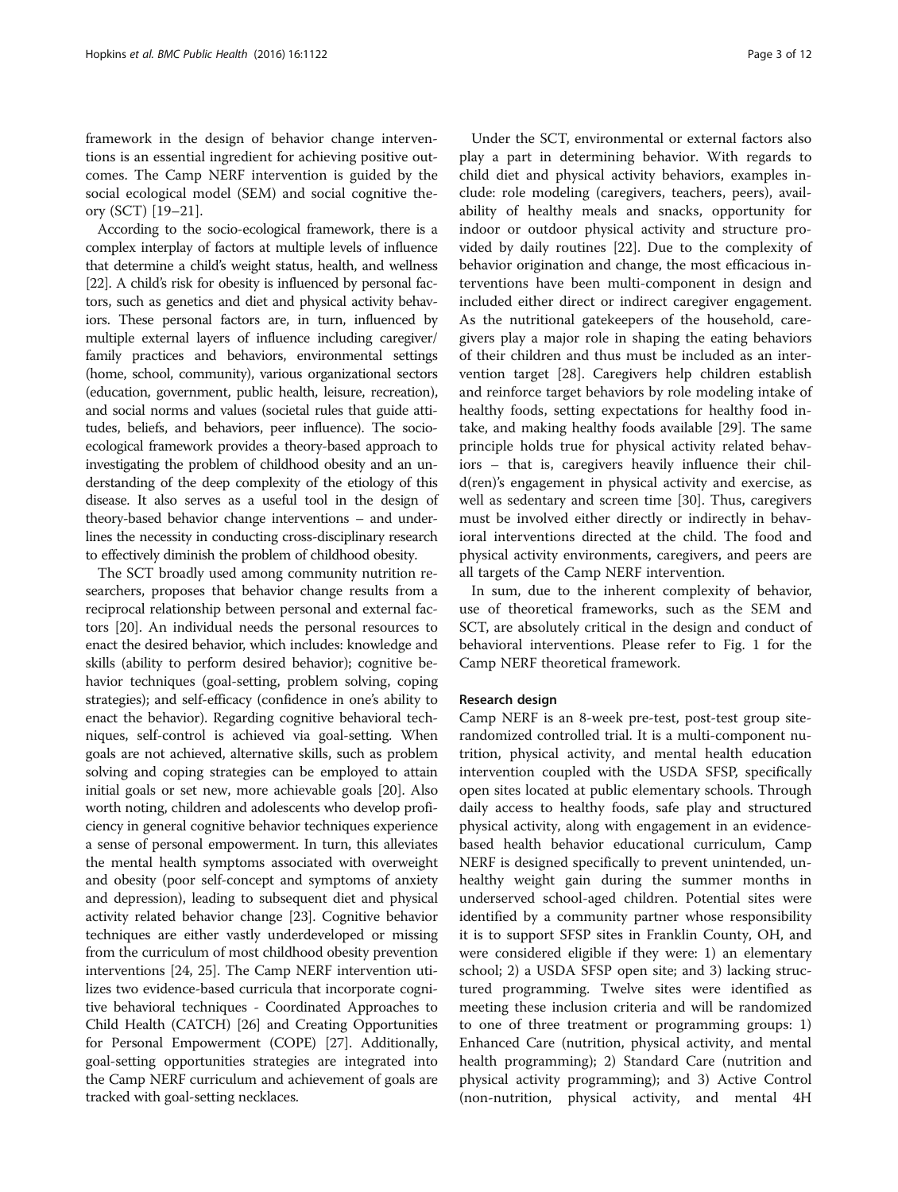framework in the design of behavior change interventions is an essential ingredient for achieving positive outcomes. The Camp NERF intervention is guided by the social ecological model (SEM) and social cognitive theory (SCT) [19–21].

According to the socio-ecological framework, there is a complex interplay of factors at multiple levels of influence that determine a child's weight status, health, and wellness [22]. A child's risk for obesity is influenced by personal factors, such as genetics and diet and physical activity behaviors. These personal factors are, in turn, influenced by multiple external layers of influence including caregiver/family practices and behaviors, environmental settings (home, school, community), various organizational sectors (education, government, public health, leisure, recreation), and social norms and values (societal rules that guide attitudes, beliefs, and behaviors, peer influence). The socio-ecological framework provides a theory-based approach to investigating the problem of childhood obesity and an understanding of the deep complexity of the etiology of this disease. It also serves as a useful tool in the design of theory-based behavior change interventions – and underlines the necessity in conducting cross-disciplinary research to effectively diminish the problem of childhood obesity.

The SCT broadly used among community nutrition researchers, proposes that behavior change results from a reciprocal relationship between personal and external factors [20]. An individual needs the personal resources to enact the desired behavior, which includes: knowledge and skills (ability to perform desired behavior); cognitive behavior techniques (goal-setting, problem solving, coping strategies); and self-efficacy (confidence in one's ability to enact the behavior). Regarding cognitive behavioral techniques, self-control is achieved via goal-setting. When goals are not achieved, alternative skills, such as problem solving and coping strategies can be employed to attain initial goals or set new, more achievable goals [20]. Also worth noting, children and adolescents who develop proficiency in general cognitive behavior techniques experience a sense of personal empowerment. In turn, this alleviates the mental health symptoms associated with overweight and obesity (poor self-concept and symptoms of anxiety and depression), leading to subsequent diet and physical activity related behavior change [23]. Cognitive behavior techniques are either vastly underdeveloped or missing from the curriculum of most childhood obesity prevention interventions [24, 25]. The Camp NERF intervention utilizes two evidence-based curricula that incorporate cognitive behavioral techniques - Coordinated Approaches to Child Health (CATCH) [26] and Creating Opportunities for Personal Empowerment (COPE) [27]. Additionally, goal-setting opportunities strategies are integrated into the Camp NERF curriculum and achievement of goals are tracked with goal-setting necklaces.

Under the SCT, environmental or external factors also play a part in determining behavior. With regards to child diet and physical activity behaviors, examples include: role modeling (caregivers, teachers, peers), availability of healthy meals and snacks, opportunity for indoor or outdoor physical activity and structure provided by daily routines [22]. Due to the complexity of behavior origination and change, the most efficacious interventions have been multi-component in design and included either direct or indirect caregiver engagement. As the nutritional gatekeepers of the household, caregivers play a major role in shaping the eating behaviors of their children and thus must be included as an intervention target [28]. Caregivers help children establish and reinforce target behaviors by role modeling intake of healthy foods, setting expectations for healthy food intake, and making healthy foods available [29]. The same principle holds true for physical activity related behaviors – that is, caregivers heavily influence their child(ren)'s engagement in physical activity and exercise, as well as sedentary and screen time [30]. Thus, caregivers must be involved either directly or indirectly in behavioral interventions directed at the child. The food and physical activity environments, caregivers, and peers are all targets of the Camp NERF intervention.

In sum, due to the inherent complexity of behavior, use of theoretical frameworks, such as the SEM and SCT, are absolutely critical in the design and conduct of behavioral interventions. Please refer to Fig. 1 for the Camp NERF theoretical framework.

### Research design

Camp NERF is an 8-week pre-test, post-test group site-randomized controlled trial. It is a multi-component nutrition, physical activity, and mental health education intervention coupled with the USDA SFSP, specifically open sites located at public elementary schools. Through daily access to healthy foods, safe play and structured physical activity, along with engagement in an evidence-based health behavior educational curriculum, Camp NERF is designed specifically to prevent unintended, unhealthy weight gain during the summer months in underserved school-aged children. Potential sites were identified by a community partner whose responsibility it is to support SFSP sites in Franklin County, OH, and were considered eligible if they were: 1) an elementary school; 2) a USDA SFSP open site; and 3) lacking structured programming. Twelve sites were identified as meeting these inclusion criteria and will be randomized to one of three treatment or programming groups: 1) Enhanced Care (nutrition, physical activity, and mental health programming); 2) Standard Care (nutrition and physical activity programming); and 3) Active Control (non-nutrition, physical activity, and mental 4H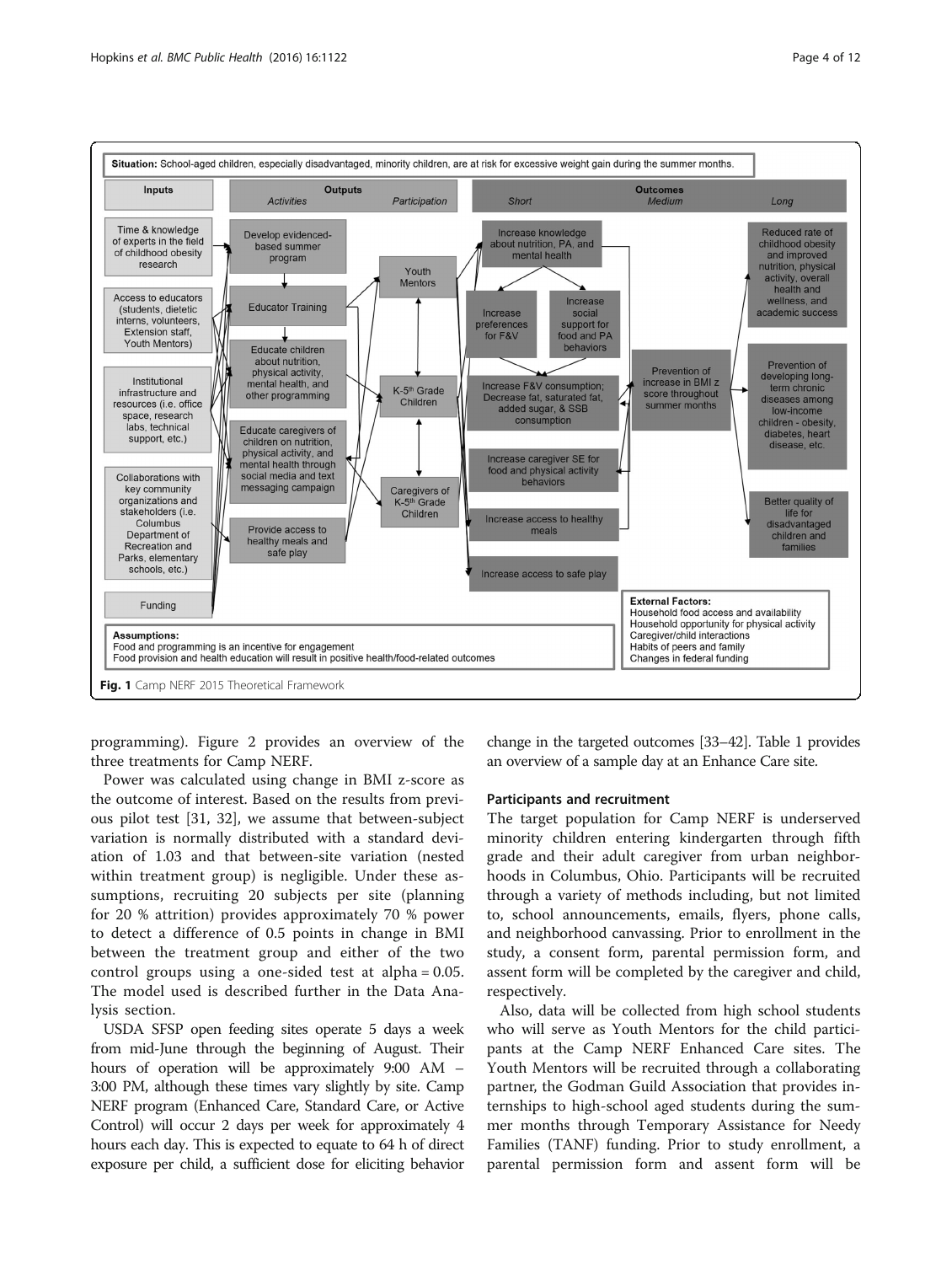Situation: School-aged children, especially disadvantaged, minority children, are at risk for excessive weight gain during the summer months.

**Inputs**
- Time & knowledge of experts in the field of childhood obesity research
- Access to educators (students, dietetic interns, volunteers, Extension staff, Youth Mentors)
- Institutional infrastructure and resources (i.e. office space, research labs, technical support, etc.)
- Collaborations with key community organizations and stakeholders (i.e. Columbus Department of Recreation and Parks, elementary schools, etc.)
- Funding

**Outputs**

*Activities*
- Develop evidenced-based summer program
- Educator Training
- Educate children about nutrition, physical activity, mental health, and other programming
- Educate caregivers of children on nutrition, physical activity, and mental health through social media and text messaging campaign
- Provide access to healthy meals and safe play

*Participation*
- Youth Mentors
- K-5th Grade Children
- Caregivers of K-5th Grade Children

**Outcomes**

*Short*
- Increase knowledge about nutrition, PA, and mental health
- Increase preferences for F&V
- Increase social support for food and PA behaviors
- Increase F&V consumption; Decrease fat, saturated fat, added sugar, & SSB consumption
- Increase caregiver SE for food and physical activity behaviors
- Increase access to healthy meals
- Increase access to safe play

*Medium*
- Prevention of increase in BMI z score throughout summer months

*Long*
- Reduced rate of childhood obesity and improved nutrition, physical activity, overall health and wellness, and academic success
- Prevention of developing long-term chronic diseases among low-income children - obesity, diabetes, heart disease, etc.
- Better quality of life for disadvantaged children and families

**Assumptions:**
Food and programming is an incentive for engagement
Food provision and health education will result in positive health/food-related outcomes

**External Factors:**
Household food access and availability
Household opportunity for physical activity
Caregiver/child interactions
Habits of peers and family
Changes in federal funding

**Fig. 1** Camp NERF 2015 Theoretical Framework

programming). Figure 2 provides an overview of the three treatments for Camp NERF.

Power was calculated using change in BMI z-score as the outcome of interest. Based on the results from previous pilot test [31, 32], we assume that between-subject variation is normally distributed with a standard deviation of 1.03 and that between-site variation (nested within treatment group) is negligible. Under these assumptions, recruiting 20 subjects per site (planning for 20 % attrition) provides approximately 70 % power to detect a difference of 0.5 points in change in BMI between the treatment group and either of the two control groups using a one-sided test at alpha = 0.05. The model used is described further in the Data Analysis section.

USDA SFSP open feeding sites operate 5 days a week from mid-June through the beginning of August. Their hours of operation will be approximately 9:00 AM – 3:00 PM, although these times vary slightly by site. Camp NERF program (Enhanced Care, Standard Care, or Active Control) will occur 2 days per week for approximately 4 hours each day. This is expected to equate to 64 h of direct exposure per child, a sufficient dose for eliciting behavior change in the targeted outcomes [33–42]. Table 1 provides an overview of a sample day at an Enhance Care site.

### Participants and recruitment

The target population for Camp NERF is underserved minority children entering kindergarten through fifth grade and their adult caregiver from urban neighborhoods in Columbus, Ohio. Participants will be recruited through a variety of methods including, but not limited to, school announcements, emails, flyers, phone calls, and neighborhood canvassing. Prior to enrollment in the study, a consent form, parental permission form, and assent form will be completed by the caregiver and child, respectively.

Also, data will be collected from high school students who will serve as Youth Mentors for the child participants at the Camp NERF Enhanced Care sites. The Youth Mentors will be recruited through a collaborating partner, the Godman Guild Association that provides internships to high-school aged students during the summer months through Temporary Assistance for Needy Families (TANF) funding. Prior to study enrollment, a parental permission form and assent form will be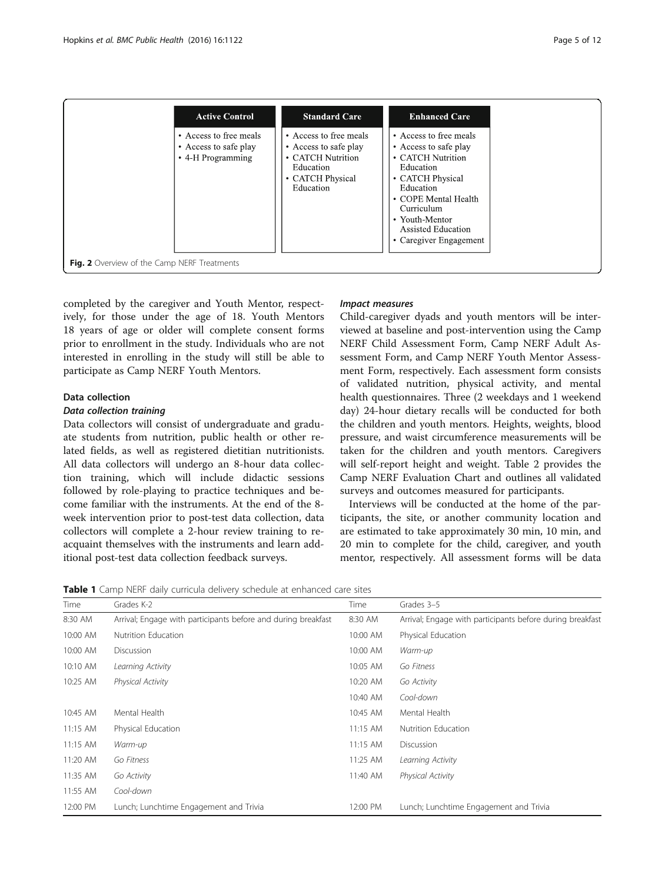| Active Control | Standard Care | Enhanced Care |
|---|---|---|
| • Access to free meals<br>• Access to safe play<br>• 4-H Programming | • Access to free meals<br>• Access to safe play<br>• CATCH Nutrition Education<br>• CATCH Physical Education | • Access to free meals<br>• Access to safe play<br>• CATCH Nutrition Education<br>• CATCH Physical Education<br>• COPE Mental Health Curriculum<br>• Youth-Mentor Assisted Education<br>• Caregiver Engagement |

**Fig. 2** Overview of the Camp NERF Treatments

completed by the caregiver and Youth Mentor, respectively, for those under the age of 18. Youth Mentors 18 years of age or older will complete consent forms prior to enrollment in the study. Individuals who are not interested in enrolling in the study will still be able to participate as Camp NERF Youth Mentors.

## Data collection

### *Data collection training*

Data collectors will consist of undergraduate and graduate students from nutrition, public health or other related fields, as well as registered dietitian nutritionists. All data collectors will undergo an 8-hour data collection training, which will include didactic sessions followed by role-playing to practice techniques and become familiar with the instruments. At the end of the 8-week intervention prior to post-test data collection, data collectors will complete a 2-hour review training to reacquaint themselves with the instruments and learn additional post-test data collection feedback surveys.

### *Impact measures*

Child-caregiver dyads and youth mentors will be interviewed at baseline and post-intervention using the Camp NERF Child Assessment Form, Camp NERF Adult Assessment Form, and Camp NERF Youth Mentor Assessment Form, respectively. Each assessment form consists of validated nutrition, physical activity, and mental health questionnaires. Three (2 weekdays and 1 weekend day) 24-hour dietary recalls will be conducted for both the children and youth mentors. Heights, weights, blood pressure, and waist circumference measurements will be taken for the children and youth mentors. Caregivers will self-report height and weight. Table 2 provides the Camp NERF Evaluation Chart and outlines all validated surveys and outcomes measured for participants.

Interviews will be conducted at the home of the participants, the site, or another community location and are estimated to take approximately 30 min, 10 min, and 20 min to complete for the child, caregiver, and youth mentor, respectively. All assessment forms will be data

**Table 1** Camp NERF daily curricula delivery schedule at enhanced care sites

| Time | Grades K-2 | Time | Grades 3–5 |
|---|---|---|---|
| 8:30 AM | Arrival; Engage with participants before and during breakfast | 8:30 AM | Arrival; Engage with participants before during breakfast |
| 10:00 AM | Nutrition Education | 10:00 AM | Physical Education |
| 10:00 AM | Discussion | 10:00 AM | *Warm-up* |
| 10:10 AM | *Learning Activity* | 10:05 AM | *Go Fitness* |
| 10:25 AM | *Physical Activity* | 10:20 AM | *Go Activity* |
| | | 10:40 AM | *Cool-down* |
| 10:45 AM | Mental Health | 10:45 AM | Mental Health |
| 11:15 AM | Physical Education | 11:15 AM | Nutrition Education |
| 11:15 AM | *Warm-up* | 11:15 AM | Discussion |
| 11:20 AM | *Go Fitness* | 11:25 AM | *Learning Activity* |
| 11:35 AM | *Go Activity* | 11:40 AM | *Physical Activity* |
| 11:55 AM | *Cool-down* | | |
| 12:00 PM | Lunch; Lunchtime Engagement and Trivia | 12:00 PM | Lunch; Lunchtime Engagement and Trivia |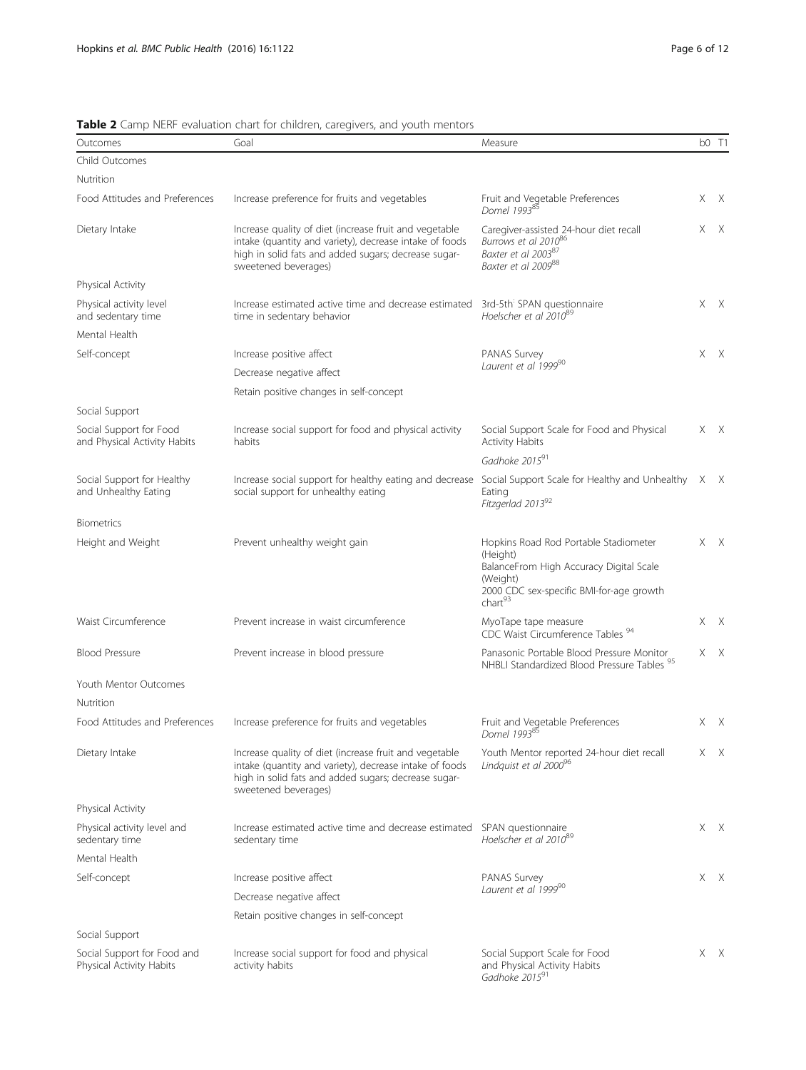**Table 2** Camp NERF evaluation chart for children, caregivers, and youth mentors

| Outcomes | Goal | Measure | b0 | T1 |
|---|---|---|---|---|
| Child Outcomes | | | | |
| Nutrition | | | | |
| Food Attitudes and Preferences | Increase preference for fruits and vegetables | Fruit and Vegetable Preferences *Domel 1993*[85] | X | X |
| Dietary Intake | Increase quality of diet (increase fruit and vegetable intake (quantity and variety), decrease intake of foods high in solid fats and added sugars; decrease sugar-sweetened beverages) | Caregiver-assisted 24-hour diet recall *Burrows et al 2010*[86] *Baxter et al 2003*[87] *Baxter et al 2009*[88] | X | X |
| Physical Activity | | | | |
| Physical activity level and sedentary time | Increase estimated active time and decrease estimated time in sedentary behavior | 3rd-5th SPAN questionnaire *Hoelscher et al 2010*[89] | X | X |
| Mental Health | | | | |
| Self-concept | Increase positive affect<br>Decrease negative affect<br>Retain positive changes in self-concept | PANAS Survey *Laurent et al 1999*[90] | X | X |
| Social Support | | | | |
| Social Support for Food and Physical Activity Habits | Increase social support for food and physical activity habits | Social Support Scale for Food and Physical Activity Habits *Gadhoke 2015*[91] | X | X |
| Social Support for Healthy and Unhealthy Eating | Increase social support for healthy eating and decrease social support for unhealthy eating | Social Support Scale for Healthy and Unhealthy Eating *Fitzgerlad 2013*[92] | X | X |
| Biometrics | | | | |
| Height and Weight | Prevent unhealthy weight gain | Hopkins Road Rod Portable Stadiometer (Height) BalanceFrom High Accuracy Digital Scale (Weight) 2000 CDC sex-specific BMI-for-age growth chart[93] | X | X |
| Waist Circumference | Prevent increase in waist circumference | MyoTape tape measure CDC Waist Circumference Tables [94] | X | X |
| Blood Pressure | Prevent increase in blood pressure | Panasonic Portable Blood Pressure Monitor NHBLI Standardized Blood Pressure Tables [95] | X | X |
| Youth Mentor Outcomes | | | | |
| Nutrition | | | | |
| Food Attitudes and Preferences | Increase preference for fruits and vegetables | Fruit and Vegetable Preferences *Domel 1993*[85] | X | X |
| Dietary Intake | Increase quality of diet (increase fruit and vegetable intake (quantity and variety), decrease intake of foods high in solid fats and added sugars; decrease sugar-sweetened beverages) | Youth Mentor reported 24-hour diet recall *Lindquist et al 2000*[96] | X | X |
| Physical Activity | | | | |
| Physical activity level and sedentary time | Increase estimated active time and decrease estimated sedentary time | SPAN questionnaire *Hoelscher et al 2010*[89] | X | X |
| Mental Health | | | | |
| Self-concept | Increase positive affect<br>Decrease negative affect<br>Retain positive changes in self-concept | PANAS Survey *Laurent et al 1999*[90] | X | X |
| Social Support | | | | |
| Social Support for Food and Physical Activity Habits | Increase social support for food and physical activity habits | Social Support Scale for Food and Physical Activity Habits *Gadhoke 2015*[91] | X | X |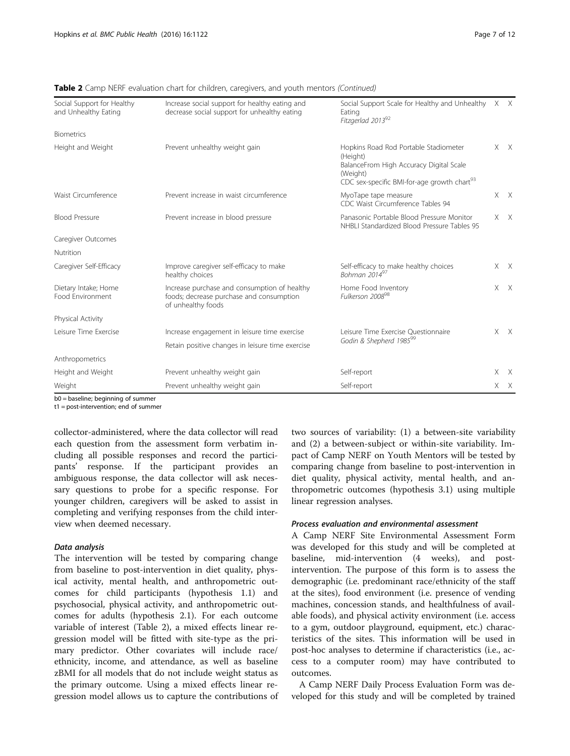**Table 2** Camp NERF evaluation chart for children, caregivers, and youth mentors *(Continued)*

| | | | | |
|---|---|---|---|---|
| Social Support for Healthy and Unhealthy Eating | Increase social support for healthy eating and decrease social support for unhealthy eating | Social Support Scale for Healthy and Unhealthy Eating *Fitzgerlad 2013*[92] | X | X |
| Biometrics | | | | |
| Height and Weight | Prevent unhealthy weight gain | Hopkins Road Rod Portable Stadiometer (Height) BalanceFrom High Accuracy Digital Scale (Weight) CDC sex-specific BMI-for-age growth chart[93] | X | X |
| Waist Circumference | Prevent increase in waist circumference | MyoTape tape measure CDC Waist Circumference Tables 94 | X | X |
| Blood Pressure | Prevent increase in blood pressure | Panasonic Portable Blood Pressure Monitor NHBLI Standardized Blood Pressure Tables 95 | X | X |
| Caregiver Outcomes | | | | |
| Nutrition | | | | |
| Caregiver Self-Efficacy | Improve caregiver self-efficacy to make healthy choices | Self-efficacy to make healthy choices *Bohman 2014*[97] | X | X |
| Dietary Intake; Home Food Environment | Increase purchase and consumption of healthy foods; decrease purchase and consumption of unhealthy foods | Home Food Inventory *Fulkerson 2008*[98] | X | X |
| Physical Activity | | | | |
| Leisure Time Exercise | Increase engagement in leisure time exercise<br>Retain positive changes in leisure time exercise | Leisure Time Exercise Questionnaire *Godin & Shepherd 1985*[99] | X | X |
| Anthropometrics | | | | |
| Height and Weight | Prevent unhealthy weight gain | Self-report | X | X |
| Weight | Prevent unhealthy weight gain | Self-report | X | X |

b0 = baseline; beginning of summer
t1 = post-intervention; end of summer

collector-administered, where the data collector will read each question from the assessment form verbatim including all possible responses and record the participants' response. If the participant provides an ambiguous response, the data collector will ask necessary questions to probe for a specific response. For younger children, caregivers will be asked to assist in completing and verifying responses from the child interview when deemed necessary.

#### *Data analysis*

The intervention will be tested by comparing change from baseline to post-intervention in diet quality, physical activity, mental health, and anthropometric outcomes for child participants (hypothesis 1.1) and psychosocial, physical activity, and anthropometric outcomes for adults (hypothesis 2.1). For each outcome variable of interest (Table 2), a mixed effects linear regression model will be fitted with site-type as the primary predictor. Other covariates will include race/ethnicity, income, and attendance, as well as baseline zBMI for all models that do not include weight status as the primary outcome. Using a mixed effects linear regression model allows us to capture the contributions of two sources of variability: (1) a between-site variability and (2) a between-subject or within-site variability. Impact of Camp NERF on Youth Mentors will be tested by comparing change from baseline to post-intervention in diet quality, physical activity, mental health, and anthropometric outcomes (hypothesis 3.1) using multiple linear regression analyses.

#### *Process evaluation and environmental assessment*

A Camp NERF Site Environmental Assessment Form was developed for this study and will be completed at baseline, mid-intervention (4 weeks), and post-intervention. The purpose of this form is to assess the demographic (i.e. predominant race/ethnicity of the staff at the sites), food environment (i.e. presence of vending machines, concession stands, and healthfulness of available foods), and physical activity environment (i.e. access to a gym, outdoor playground, equipment, etc.) characteristics of the sites. This information will be used in post-hoc analyses to determine if characteristics (i.e., access to a computer room) may have contributed to outcomes.

A Camp NERF Daily Process Evaluation Form was developed for this study and will be completed by trained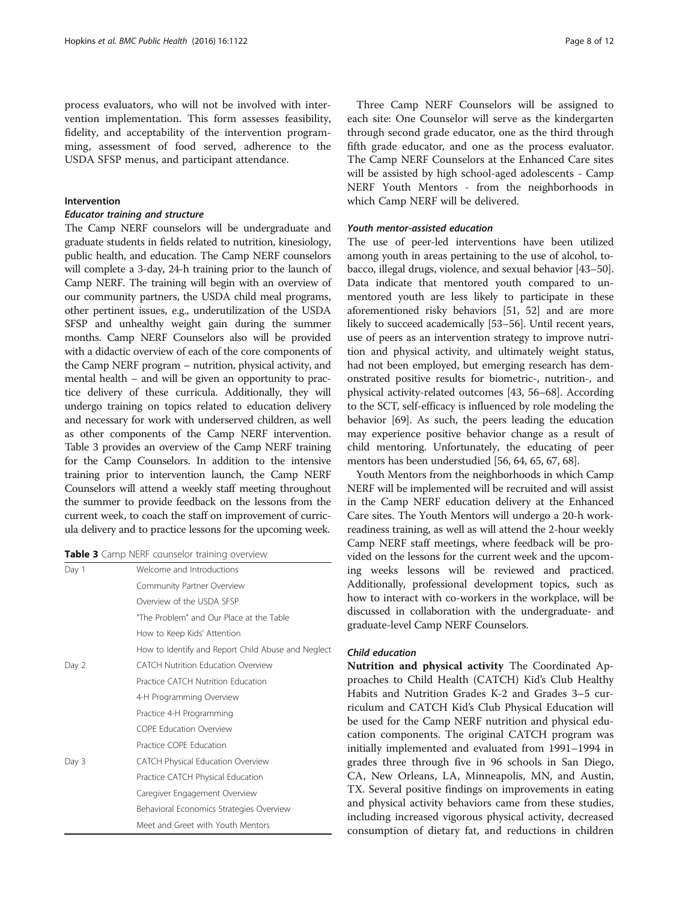process evaluators, who will not be involved with intervention implementation. This form assesses feasibility, fidelity, and acceptability of the intervention programming, assessment of food served, adherence to the USDA SFSP menus, and participant attendance.

## Intervention

### *Educator training and structure*

The Camp NERF counselors will be undergraduate and graduate students in fields related to nutrition, kinesiology, public health, and education. The Camp NERF counselors will complete a 3-day, 24-h training prior to the launch of Camp NERF. The training will begin with an overview of our community partners, the USDA child meal programs, other pertinent issues, e.g., underutilization of the USDA SFSP and unhealthy weight gain during the summer months. Camp NERF Counselors also will be provided with a didactic overview of each of the core components of the Camp NERF program – nutrition, physical activity, and mental health – and will be given an opportunity to practice delivery of these curricula. Additionally, they will undergo training on topics related to education delivery and necessary for work with underserved children, as well as other components of the Camp NERF intervention. Table 3 provides an overview of the Camp NERF training for the Camp Counselors. In addition to the intensive training prior to intervention launch, the Camp NERF Counselors will attend a weekly staff meeting throughout the summer to provide feedback on the lessons from the current week, to coach the staff on improvement of curricula delivery and to practice lessons for the upcoming week.

**Table 3** Camp NERF counselor training overview

| | |
|---|---|
| Day 1 | Welcome and Introductions |
| | Community Partner Overview |
| | Overview of the USDA SFSP |
| | "The Problem" and Our Place at the Table |
| | How to Keep Kids' Attention |
| | How to Identify and Report Child Abuse and Neglect |
| Day 2 | CATCH Nutrition Education Overview |
| | Practice CATCH Nutrition Education |
| | 4-H Programming Overview |
| | Practice 4-H Programming |
| | COPE Education Overview |
| | Practice COPE Education |
| Day 3 | CATCH Physical Education Overview |
| | Practice CATCH Physical Education |
| | Caregiver Engagement Overview |
| | Behavioral Economics Strategies Overview |
| | Meet and Greet with Youth Mentors |

Three Camp NERF Counselors will be assigned to each site: One Counselor will serve as the kindergarten through second grade educator, one as the third through fifth grade educator, and one as the process evaluator. The Camp NERF Counselors at the Enhanced Care sites will be assisted by high school-aged adolescents - Camp NERF Youth Mentors - from the neighborhoods in which Camp NERF will be delivered.

### *Youth mentor-assisted education*

The use of peer-led interventions have been utilized among youth in areas pertaining to the use of alcohol, tobacco, illegal drugs, violence, and sexual behavior [43–50]. Data indicate that mentored youth compared to unmentored youth are less likely to participate in these aforementioned risky behaviors [51, 52] and are more likely to succeed academically [53–56]. Until recent years, use of peers as an intervention strategy to improve nutrition and physical activity, and ultimately weight status, had not been employed, but emerging research has demonstrated positive results for biometric-, nutrition-, and physical activity-related outcomes [43, 56–68]. According to the SCT, self-efficacy is influenced by role modeling the behavior [69]. As such, the peers leading the education may experience positive behavior change as a result of child mentoring. Unfortunately, the educating of peer mentors has been understudied [56, 64, 65, 67, 68].

Youth Mentors from the neighborhoods in which Camp NERF will be implemented will be recruited and will assist in the Camp NERF education delivery at the Enhanced Care sites. The Youth Mentors will undergo a 20-h work-readiness training, as well as will attend the 2-hour weekly Camp NERF staff meetings, where feedback will be provided on the lessons for the current week and the upcoming weeks lessons will be reviewed and practiced. Additionally, professional development topics, such as how to interact with co-workers in the workplace, will be discussed in collaboration with the undergraduate- and graduate-level Camp NERF Counselors.

### *Child education*

**Nutrition and physical activity** The Coordinated Approaches to Child Health (CATCH) Kid's Club Healthy Habits and Nutrition Grades K-2 and Grades 3–5 curriculum and CATCH Kid's Club Physical Education will be used for the Camp NERF nutrition and physical education components. The original CATCH program was initially implemented and evaluated from 1991–1994 in grades three through five in 96 schools in San Diego, CA, New Orleans, LA, Minneapolis, MN, and Austin, TX. Several positive findings on improvements in eating and physical activity behaviors came from these studies, including increased vigorous physical activity, decreased consumption of dietary fat, and reductions in children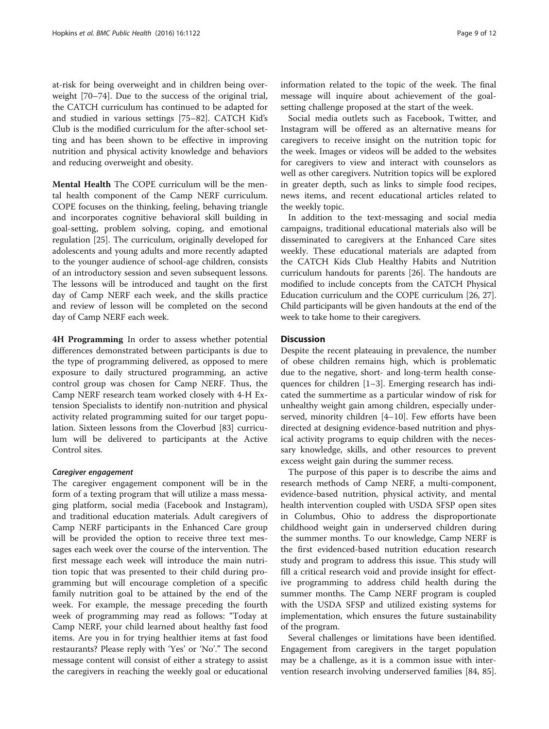at-risk for being overweight and in children being overweight [70–74]. Due to the success of the original trial, the CATCH curriculum has continued to be adapted for and studied in various settings [75–82]. CATCH Kid's Club is the modified curriculum for the after-school setting and has been shown to be effective in improving nutrition and physical activity knowledge and behaviors and reducing overweight and obesity.

**Mental Health** The COPE curriculum will be the mental health component of the Camp NERF curriculum. COPE focuses on the thinking, feeling, behaving triangle and incorporates cognitive behavioral skill building in goal-setting, problem solving, coping, and emotional regulation [25]. The curriculum, originally developed for adolescents and young adults and more recently adapted to the younger audience of school-age children, consists of an introductory session and seven subsequent lessons. The lessons will be introduced and taught on the first day of Camp NERF each week, and the skills practice and review of lesson will be completed on the second day of Camp NERF each week.

**4H Programming** In order to assess whether potential differences demonstrated between participants is due to the type of programming delivered, as opposed to mere exposure to daily structured programming, an active control group was chosen for Camp NERF. Thus, the Camp NERF research team worked closely with 4-H Extension Specialists to identify non-nutrition and physical activity related programming suited for our target population. Sixteen lessons from the Cloverbud [83] curriculum will be delivered to participants at the Active Control sites.

#### *Caregiver engagement*

The caregiver engagement component will be in the form of a texting program that will utilize a mass messaging platform, social media (Facebook and Instagram), and traditional education materials. Adult caregivers of Camp NERF participants in the Enhanced Care group will be provided the option to receive three text messages each week over the course of the intervention. The first message each week will introduce the main nutrition topic that was presented to their child during programming but will encourage completion of a specific family nutrition goal to be attained by the end of the week. For example, the message preceding the fourth week of programming may read as follows: "Today at Camp NERF, your child learned about healthy fast food items. Are you in for trying healthier items at fast food restaurants? Please reply with 'Yes' or 'No'." The second message content will consist of either a strategy to assist the caregivers in reaching the weekly goal or educational information related to the topic of the week. The final message will inquire about achievement of the goal-setting challenge proposed at the start of the week.

Social media outlets such as Facebook, Twitter, and Instagram will be offered as an alternative means for caregivers to receive insight on the nutrition topic for the week. Images or videos will be added to the websites for caregivers to view and interact with counselors as well as other caregivers. Nutrition topics will be explored in greater depth, such as links to simple food recipes, news items, and recent educational articles related to the weekly topic.

In addition to the text-messaging and social media campaigns, traditional educational materials also will be disseminated to caregivers at the Enhanced Care sites weekly. These educational materials are adapted from the CATCH Kids Club Healthy Habits and Nutrition curriculum handouts for parents [26]. The handouts are modified to include concepts from the CATCH Physical Education curriculum and the COPE curriculum [26, 27]. Child participants will be given handouts at the end of the week to take home to their caregivers.

## Discussion

Despite the recent plateauing in prevalence, the number of obese children remains high, which is problematic due to the negative, short- and long-term health consequences for children [1–3]. Emerging research has indicated the summertime as a particular window of risk for unhealthy weight gain among children, especially underserved, minority children [4–10]. Few efforts have been directed at designing evidence-based nutrition and physical activity programs to equip children with the necessary knowledge, skills, and other resources to prevent excess weight gain during the summer recess.

The purpose of this paper is to describe the aims and research methods of Camp NERF, a multi-component, evidence-based nutrition, physical activity, and mental health intervention coupled with USDA SFSP open sites in Columbus, Ohio to address the disproportionate childhood weight gain in underserved children during the summer months. To our knowledge, Camp NERF is the first evidenced-based nutrition education research study and program to address this issue. This study will fill a critical research void and provide insight for effective programming to address child health during the summer months. The Camp NERF program is coupled with the USDA SFSP and utilized existing systems for implementation, which ensures the future sustainability of the program.

Several challenges or limitations have been identified. Engagement from caregivers in the target population may be a challenge, as it is a common issue with intervention research involving underserved families [84, 85].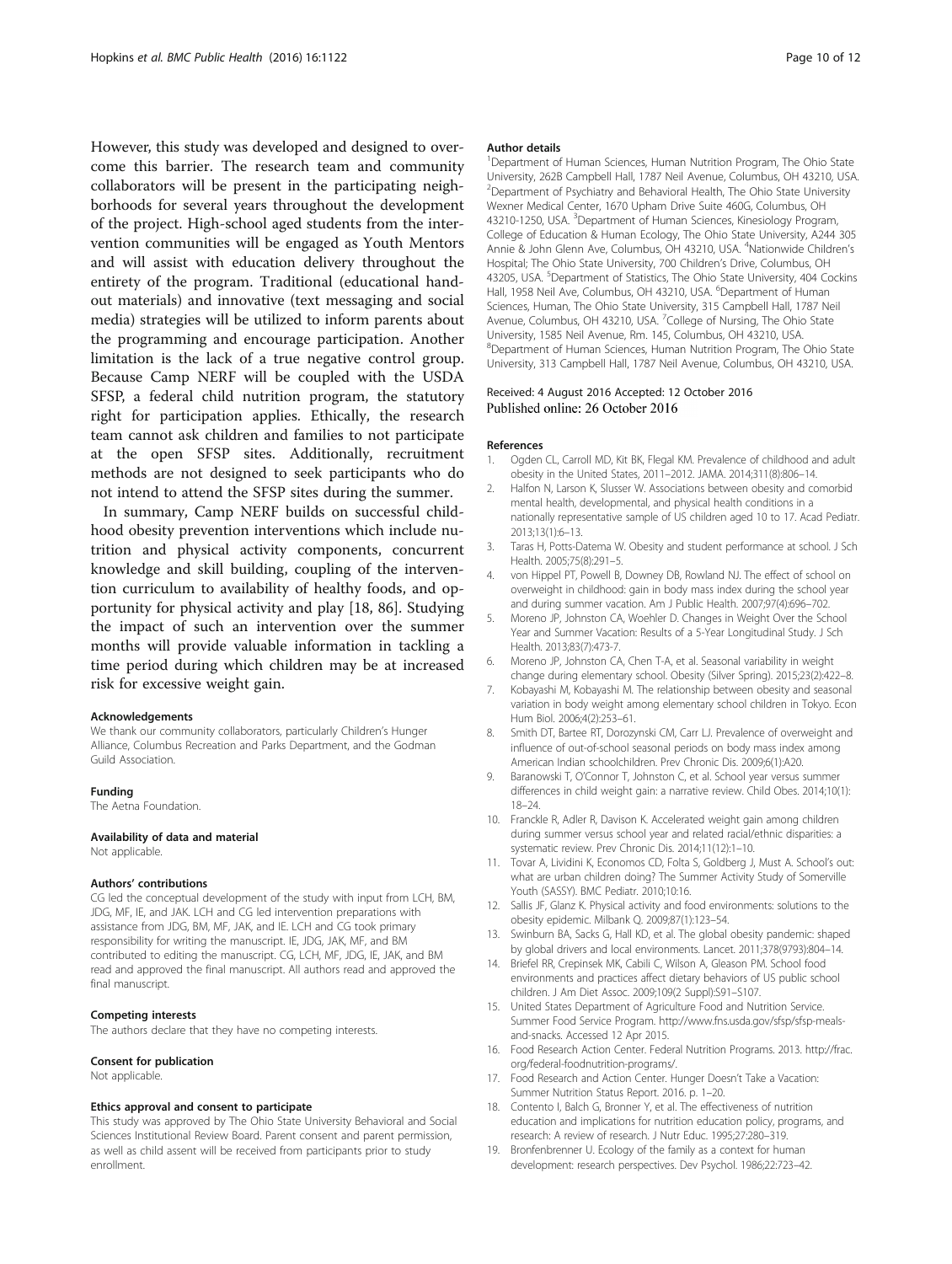However, this study was developed and designed to overcome this barrier. The research team and community collaborators will be present in the participating neighborhoods for several years throughout the development of the project. High-school aged students from the intervention communities will be engaged as Youth Mentors and will assist with education delivery throughout the entirety of the program. Traditional (educational handout materials) and innovative (text messaging and social media) strategies will be utilized to inform parents about the programming and encourage participation. Another limitation is the lack of a true negative control group. Because Camp NERF will be coupled with the USDA SFSP, a federal child nutrition program, the statutory right for participation applies. Ethically, the research team cannot ask children and families to not participate at the open SFSP sites. Additionally, recruitment methods are not designed to seek participants who do not intend to attend the SFSP sites during the summer.

In summary, Camp NERF builds on successful childhood obesity prevention interventions which include nutrition and physical activity components, concurrent knowledge and skill building, coupling of the intervention curriculum to availability of healthy foods, and opportunity for physical activity and play [18, 86]. Studying the impact of such an intervention over the summer months will provide valuable information in tackling a time period during which children may be at increased risk for excessive weight gain.

#### Acknowledgements

We thank our community collaborators, particularly Children's Hunger Alliance, Columbus Recreation and Parks Department, and the Godman Guild Association.

#### Funding

The Aetna Foundation.

#### Availability of data and material

Not applicable.

#### Authors' contributions

CG led the conceptual development of the study with input from LCH, BM, JDG, MF, IE, and JAK. LCH and CG led intervention preparations with assistance from JDG, BM, MF, JAK, and IE. LCH and CG took primary responsibility for writing the manuscript. IE, JDG, JAK, MF, and BM contributed to editing the manuscript. CG, LCH, MF, JDG, IE, JAK, and BM read and approved the final manuscript. All authors read and approved the final manuscript.

#### Competing interests

The authors declare that they have no competing interests.

#### Consent for publication

Not applicable.

#### Ethics approval and consent to participate

This study was approved by The Ohio State University Behavioral and Social Sciences Institutional Review Board. Parent consent and parent permission, as well as child assent will be received from participants prior to study enrollment.

#### Author details

[1]Department of Human Sciences, Human Nutrition Program, The Ohio State University, 262B Campbell Hall, 1787 Neil Avenue, Columbus, OH 43210, USA. [2]Department of Psychiatry and Behavioral Health, The Ohio State University Wexner Medical Center, 1670 Upham Drive Suite 460G, Columbus, OH 43210-1250, USA. [3]Department of Human Sciences, Kinesiology Program, College of Education & Human Ecology, The Ohio State University, A244 305 Annie & John Glenn Ave, Columbus, OH 43210, USA. [4]Nationwide Children's Hospital; The Ohio State University, 700 Children's Drive, Columbus, OH 43205, USA. [5]Department of Statistics, The Ohio State University, 404 Cockins Hall, 1958 Neil Ave, Columbus, OH 43210, USA. [6]Department of Human Sciences, Human, The Ohio State University, 315 Campbell Hall, 1787 Neil Avenue, Columbus, OH 43210, USA. [7]College of Nursing, The Ohio State University, 1585 Neil Avenue, Rm. 145, Columbus, OH 43210, USA. [8]Department of Human Sciences, Human Nutrition Program, The Ohio State University, 313 Campbell Hall, 1787 Neil Avenue, Columbus, OH 43210, USA.

Received: 4 August 2016 Accepted: 12 October 2016
Published online: 26 October 2016

#### References

1. Ogden CL, Carroll MD, Kit BK, Flegal KM. Prevalence of childhood and adult obesity in the United States, 2011–2012. JAMA. 2014;311(8):806–14.
2. Halfon N, Larson K, Slusser W. Associations between obesity and comorbid mental health, developmental, and physical health conditions in a nationally representative sample of US children aged 10 to 17. Acad Pediatr. 2013;13(1):6–13.
3. Taras H, Potts-Datema W. Obesity and student performance at school. J Sch Health. 2005;75(8):291–5.
4. von Hippel PT, Powell B, Downey DB, Rowland NJ. The effect of school on overweight in childhood: gain in body mass index during the school year and during summer vacation. Am J Public Health. 2007;97(4):696–702.
5. Moreno JP, Johnston CA, Woehler D. Changes in Weight Over the School Year and Summer Vacation: Results of a 5-Year Longitudinal Study. J Sch Health. 2013;83(7):473-7.
6. Moreno JP, Johnston CA, Chen T-A, et al. Seasonal variability in weight change during elementary school. Obesity (Silver Spring). 2015;23(2):422–8.
7. Kobayashi M, Kobayashi M. The relationship between obesity and seasonal variation in body weight among elementary school children in Tokyo. Econ Hum Biol. 2006;4(2):253–61.
8. Smith DT, Bartee RT, Dorozynski CM, Carr LJ. Prevalence of overweight and influence of out-of-school seasonal periods on body mass index among American Indian schoolchildren. Prev Chronic Dis. 2009;6(1):A20.
9. Baranowski T, O'Connor T, Johnston C, et al. School year versus summer differences in child weight gain: a narrative review. Child Obes. 2014;10(1): 18–24.
10. Franckle R, Adler R, Davison K. Accelerated weight gain among children during summer versus school year and related racial/ethnic disparities: a systematic review. Prev Chronic Dis. 2014;11(12):1–10.
11. Tovar A, Lividini K, Economos CD, Folta S, Goldberg J, Must A. School's out: what are urban children doing? The Summer Activity Study of Somerville Youth (SASSY). BMC Pediatr. 2010;10:16.
12. Sallis JF, Glanz K. Physical activity and food environments: solutions to the obesity epidemic. Milbank Q. 2009;87(1):123–54.
13. Swinburn BA, Sacks G, Hall KD, et al. The global obesity pandemic: shaped by global drivers and local environments. Lancet. 2011;378(9793):804–14.
14. Briefel RR, Crepinsek MK, Cabili C, Wilson A, Gleason PM. School food environments and practices affect dietary behaviors of US public school children. J Am Diet Assoc. 2009;109(2 Suppl):S91–S107.
15. United States Department of Agriculture Food and Nutrition Service. Summer Food Service Program. http://www.fns.usda.gov/sfsp/sfsp-meals-and-snacks. Accessed 12 Apr 2015.
16. Food Research Action Center. Federal Nutrition Programs. 2013. http://frac.org/federal-foodnutrition-programs/.
17. Food Research and Action Center. Hunger Doesn't Take a Vacation: Summer Nutrition Status Report. 2016. p. 1–20.
18. Contento I, Balch G, Bronner Y, et al. The effectiveness of nutrition education and implications for nutrition education policy, programs, and research: A review of research. J Nutr Educ. 1995;27:280–319.
19. Bronfenbrenner U. Ecology of the family as a context for human development: research perspectives. Dev Psychol. 1986;22:723–42.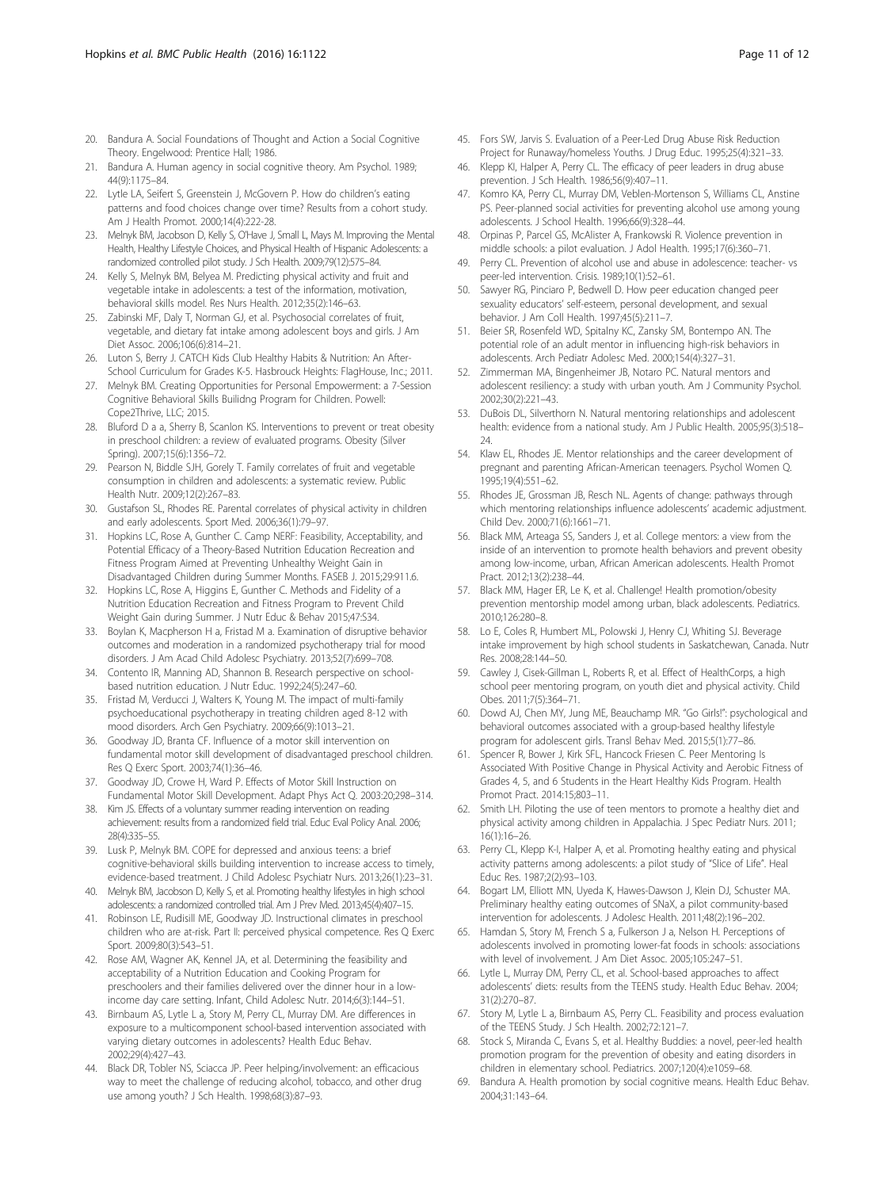20. Bandura A. Social Foundations of Thought and Action a Social Cognitive Theory. Engelwood: Prentice Hall; 1986.
21. Bandura A. Human agency in social cognitive theory. Am Psychol. 1989; 44(9):1175–84.
22. Lytle LA, Seifert S, Greenstein J, McGovern P. How do children's eating patterns and food choices change over time? Results from a cohort study. Am J Health Promot. 2000;14(4):222-28.
23. Melnyk BM, Jacobson D, Kelly S, O'Have J, Small L, Mays M. Improving the Mental Health, Healthy Lifestyle Choices, and Physical Health of Hispanic Adolescents: a randomized controlled pilot study. J Sch Health. 2009;79(12):575–84.
24. Kelly S, Melnyk BM, Belyea M. Predicting physical activity and fruit and vegetable intake in adolescents: a test of the information, motivation, behavioral skills model. Res Nurs Health. 2012;35(2):146–63.
25. Zabinski MF, Daly T, Norman GJ, et al. Psychosocial correlates of fruit, vegetable, and dietary fat intake among adolescent boys and girls. J Am Diet Assoc. 2006;106(6):814–21.
26. Luton S, Berry J. CATCH Kids Club Healthy Habits & Nutrition: An After-School Curriculum for Grades K-5. Hasbrouck Heights: FlagHouse, Inc.; 2011.
27. Melnyk BM. Creating Opportunities for Personal Empowerment: a 7-Session Cognitive Behavioral Skills Builidng Program for Children. Powell: Cope2Thrive, LLC; 2015.
28. Bluford D a a, Sherry B, Scanlon KS. Interventions to prevent or treat obesity in preschool children: a review of evaluated programs. Obesity (Silver Spring). 2007;15(6):1356–72.
29. Pearson N, Biddle SJH, Gorely T. Family correlates of fruit and vegetable consumption in children and adolescents: a systematic review. Public Health Nutr. 2009;12(2):267–83.
30. Gustafson SL, Rhodes RE. Parental correlates of physical activity in children and early adolescents. Sport Med. 2006;36(1):79–97.
31. Hopkins LC, Rose A, Gunther C. Camp NERF: Feasibility, Acceptability, and Potential Efficacy of a Theory-Based Nutrition Education Recreation and Fitness Program Aimed at Preventing Unhealthy Weight Gain in Disadvantaged Children during Summer Months. FASEB J. 2015;29:911.6.
32. Hopkins LC, Rose A, Higgins E, Gunther C. Methods and Fidelity of a Nutrition Education Recreation and Fitness Program to Prevent Child Weight Gain during Summer. J Nutr Educ & Behav 2015;47:S34.
33. Boylan K, Macpherson H a, Fristad M a. Examination of disruptive behavior outcomes and moderation in a randomized psychotherapy trial for mood disorders. J Am Acad Child Adolesc Psychiatry. 2013;52(7):699–708.
34. Contento IR, Manning AD, Shannon B. Research perspective on school-based nutrition education. J Nutr Educ. 1992;24(5):247–60.
35. Fristad M, Verducci J, Walters K, Young M. The impact of multi-family psychoeducational psychotherapy in treating children aged 8-12 with mood disorders. Arch Gen Psychiatry. 2009;66(9):1013–21.
36. Goodway JD, Branta CF. Influence of a motor skill intervention on fundamental motor skill development of disadvantaged preschool children. Res Q Exerc Sport. 2003;74(1):36–46.
37. Goodway JD, Crowe H, Ward P. Effects of Motor Skill Instruction on Fundamental Motor Skill Development. Adapt Phys Act Q. 2003:20;298–314.
38. Kim JS. Effects of a voluntary summer reading intervention on reading achievement: results from a randomized field trial. Educ Eval Policy Anal. 2006; 28(4):335–55.
39. Lusk P, Melnyk BM. COPE for depressed and anxious teens: a brief cognitive-behavioral skills building intervention to increase access to timely, evidence-based treatment. J Child Adolesc Psychiatr Nurs. 2013;26(1):23–31.
40. Melnyk BM, Jacobson D, Kelly S, et al. Promoting healthy lifestyles in high school adolescents: a randomized controlled trial. Am J Prev Med. 2013;45(4):407–15.
41. Robinson LE, Rudisill ME, Goodway JD. Instructional climates in preschool children who are at-risk. Part II: perceived physical competence. Res Q Exerc Sport. 2009;80(3):543–51.
42. Rose AM, Wagner AK, Kennel JA, et al. Determining the feasibility and acceptability of a Nutrition Education and Cooking Program for preschoolers and their families delivered over the dinner hour in a low-income day care setting. Infant, Child Adolesc Nutr. 2014;6(3):144–51.
43. Birnbaum AS, Lytle L a, Story M, Perry CL, Murray DM. Are differences in exposure to a multicomponent school-based intervention associated with varying dietary outcomes in adolescents? Health Educ Behav. 2002;29(4):427–43.
44. Black DR, Tobler NS, Sciacca JP. Peer helping/involvement: an efficacious way to meet the challenge of reducing alcohol, tobacco, and other drug use among youth? J Sch Health. 1998;68(3):87–93.
45. Fors SW, Jarvis S. Evaluation of a Peer-Led Drug Abuse Risk Reduction Project for Runaway/homeless Youths. J Drug Educ. 1995;25(4):321–33.
46. Klepp KI, Halper A, Perry CL. The efficacy of peer leaders in drug abuse prevention. J Sch Health. 1986;56(9):407–11.
47. Komro KA, Perry CL, Murray DM, Veblen-Mortenson S, Williams CL, Anstine PS. Peer-planned social activities for preventing alcohol use among young adolescents. J School Health. 1996;66(9):328–44.
48. Orpinas P, Parcel GS, McAlister A, Frankowski R. Violence prevention in middle schools: a pilot evaluation. J Adol Health. 1995;17(6):360–71.
49. Perry CL. Prevention of alcohol use and abuse in adolescence: teacher- vs peer-led intervention. Crisis. 1989;10(1):52–61.
50. Sawyer RG, Pinciaro P, Bedwell D. How peer education changed peer sexuality educators' self-esteem, personal development, and sexual behavior. J Am Coll Health. 1997;45(5):211–7.
51. Beier SR, Rosenfeld WD, Spitalny KC, Zansky SM, Bontempo AN. The potential role of an adult mentor in influencing high-risk behaviors in adolescents. Arch Pediatr Adolesc Med. 2000;154(4):327–31.
52. Zimmerman MA, Bingenheimer JB, Notaro PC. Natural mentors and adolescent resiliency: a study with urban youth. Am J Community Psychol. 2002;30(2):221–43.
53. DuBois DL, Silverthorn N. Natural mentoring relationships and adolescent health: evidence from a national study. Am J Public Health. 2005;95(3):518–24.
54. Klaw EL, Rhodes JE. Mentor relationships and the career development of pregnant and parenting African-American teenagers. Psychol Women Q. 1995;19(4):551–62.
55. Rhodes JE, Grossman JB, Resch NL. Agents of change: pathways through which mentoring relationships influence adolescents' academic adjustment. Child Dev. 2000;71(6):1661–71.
56. Black MM, Arteaga SS, Sanders J, et al. College mentors: a view from the inside of an intervention to promote health behaviors and prevent obesity among low-income, urban, African American adolescents. Health Promot Pract. 2012;13(2):238–44.
57. Black MM, Hager ER, Le K, et al. Challenge! Health promotion/obesity prevention mentorship model among urban, black adolescents. Pediatrics. 2010;126:280–8.
58. Lo E, Coles R, Humbert ML, Polowski J, Henry CJ, Whiting SJ. Beverage intake improvement by high school students in Saskatchewan, Canada. Nutr Res. 2008;28:144–50.
59. Cawley J, Cisek-Gillman L, Roberts R, et al. Effect of HealthCorps, a high school peer mentoring program, on youth diet and physical activity. Child Obes. 2011;7(5):364–71.
60. Dowd AJ, Chen MY, Jung ME, Beauchamp MR. "Go Girls!": psychological and behavioral outcomes associated with a group-based healthy lifestyle program for adolescent girls. Transl Behav Med. 2015;5(1):77–86.
61. Spencer R, Bower J, Kirk SFL, Hancock Friesen C. Peer Mentoring Is Associated With Positive Change in Physical Activity and Aerobic Fitness of Grades 4, 5, and 6 Students in the Heart Healthy Kids Program. Health Promot Pract. 2014:15;803–11.
62. Smith LH. Piloting the use of teen mentors to promote a healthy diet and physical activity among children in Appalachia. J Spec Pediatr Nurs. 2011; 16(1):16–26.
63. Perry CL, Klepp K-I, Halper A, et al. Promoting healthy eating and physical activity patterns among adolescents: a pilot study of "Slice of Life". Heal Educ Res. 1987;2(2):93–103.
64. Bogart LM, Elliott MN, Uyeda K, Hawes-Dawson J, Klein DJ, Schuster MA. Preliminary healthy eating outcomes of SNaX, a pilot community-based intervention for adolescents. J Adolesc Health. 2011;48(2):196–202.
65. Hamdan S, Story M, French S a, Fulkerson J a, Nelson H. Perceptions of adolescents involved in promoting lower-fat foods in schools: associations with level of involvement. J Am Diet Assoc. 2005;105:247–51.
66. Lytle L, Murray DM, Perry CL, et al. School-based approaches to affect adolescents' diets: results from the TEENS study. Health Educ Behav. 2004; 31(2):270–87.
67. Story M, Lytle L a, Birnbaum AS, Perry CL. Feasibility and process evaluation of the TEENS Study. J Sch Health. 2002;72:121–7.
68. Stock S, Miranda C, Evans S, et al. Healthy Buddies: a novel, peer-led health promotion program for the prevention of obesity and eating disorders in children in elementary school. Pediatrics. 2007;120(4):e1059–68.
69. Bandura A. Health promotion by social cognitive means. Health Educ Behav. 2004;31:143–64.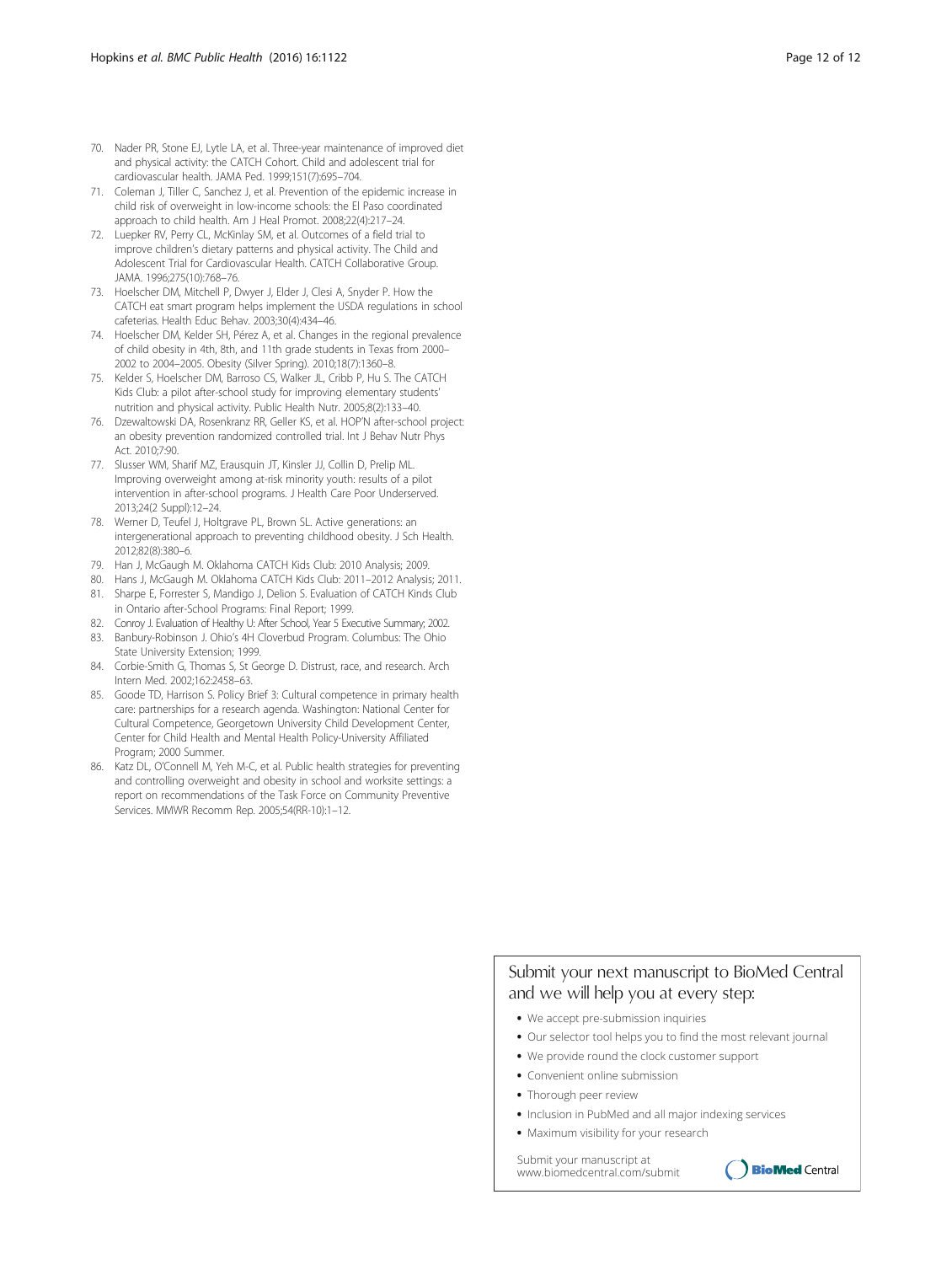70. Nader PR, Stone EJ, Lytle LA, et al. Three-year maintenance of improved diet and physical activity: the CATCH Cohort. Child and adolescent trial for cardiovascular health. JAMA Ped. 1999;151(7):695–704.
71. Coleman J, Tiller C, Sanchez J, et al. Prevention of the epidemic increase in child risk of overweight in low-income schools: the El Paso coordinated approach to child health. Am J Heal Promot. 2008;22(4):217–24.
72. Luepker RV, Perry CL, McKinlay SM, et al. Outcomes of a field trial to improve children's dietary patterns and physical activity. The Child and Adolescent Trial for Cardiovascular Health. CATCH Collaborative Group. JAMA. 1996;275(10):768–76.
73. Hoelscher DM, Mitchell P, Dwyer J, Elder J, Clesi A, Snyder P. How the CATCH eat smart program helps implement the USDA regulations in school cafeterias. Health Educ Behav. 2003;30(4):434–46.
74. Hoelscher DM, Kelder SH, Pérez A, et al. Changes in the regional prevalence of child obesity in 4th, 8th, and 11th grade students in Texas from 2000–2002 to 2004–2005. Obesity (Silver Spring). 2010;18(7):1360–8.
75. Kelder S, Hoelscher DM, Barroso CS, Walker JL, Cribb P, Hu S. The CATCH Kids Club: a pilot after-school study for improving elementary students' nutrition and physical activity. Public Health Nutr. 2005;8(2):133–40.
76. Dzewaltowski DA, Rosenkranz RR, Geller KS, et al. HOP'N after-school project: an obesity prevention randomized controlled trial. Int J Behav Nutr Phys Act. 2010;7:90.
77. Slusser WM, Sharif MZ, Erausquin JT, Kinsler JJ, Collin D, Prelip ML. Improving overweight among at-risk minority youth: results of a pilot intervention in after-school programs. J Health Care Poor Underserved. 2013;24(2 Suppl):12–24.
78. Werner D, Teufel J, Holtgrave PL, Brown SL. Active generations: an intergenerational approach to preventing childhood obesity. J Sch Health. 2012;82(8):380–6.
79. Han J, McGaugh M. Oklahoma CATCH Kids Club: 2010 Analysis; 2009.
80. Hans J, McGaugh M. Oklahoma CATCH Kids Club: 2011–2012 Analysis; 2011.
81. Sharpe E, Forrester S, Mandigo J, Delion S. Evaluation of CATCH Kinds Club in Ontario after-School Programs: Final Report; 1999.
82. Conroy J. Evaluation of Healthy U: After School, Year 5 Executive Summary; 2002.
83. Banbury-Robinson J. Ohio's 4H Cloverbud Program. Columbus: The Ohio State University Extension; 1999.
84. Corbie-Smith G, Thomas S, St George D. Distrust, race, and research. Arch Intern Med. 2002;162:2458–63.
85. Goode TD, Harrison S. Policy Brief 3: Cultural competence in primary health care: partnerships for a research agenda. Washington: National Center for Cultural Competence, Georgetown University Child Development Center, Center for Child Health and Mental Health Policy-University Affiliated Program; 2000 Summer.
86. Katz DL, O'Connell M, Yeh M-C, et al. Public health strategies for preventing and controlling overweight and obesity in school and worksite settings: a report on recommendations of the Task Force on Community Preventive Services. MMWR Recomm Rep. 2005;54(RR-10):1–12.

Submit your next manuscript to BioMed Central and we will help you at every step:

- We accept pre-submission inquiries
- Our selector tool helps you to find the most relevant journal
- We provide round the clock customer support
- Convenient online submission
- Thorough peer review
- Inclusion in PubMed and all major indexing services
- Maximum visibility for your research

Submit your manuscript at www.biomedcentral.com/submit

BioMed Central